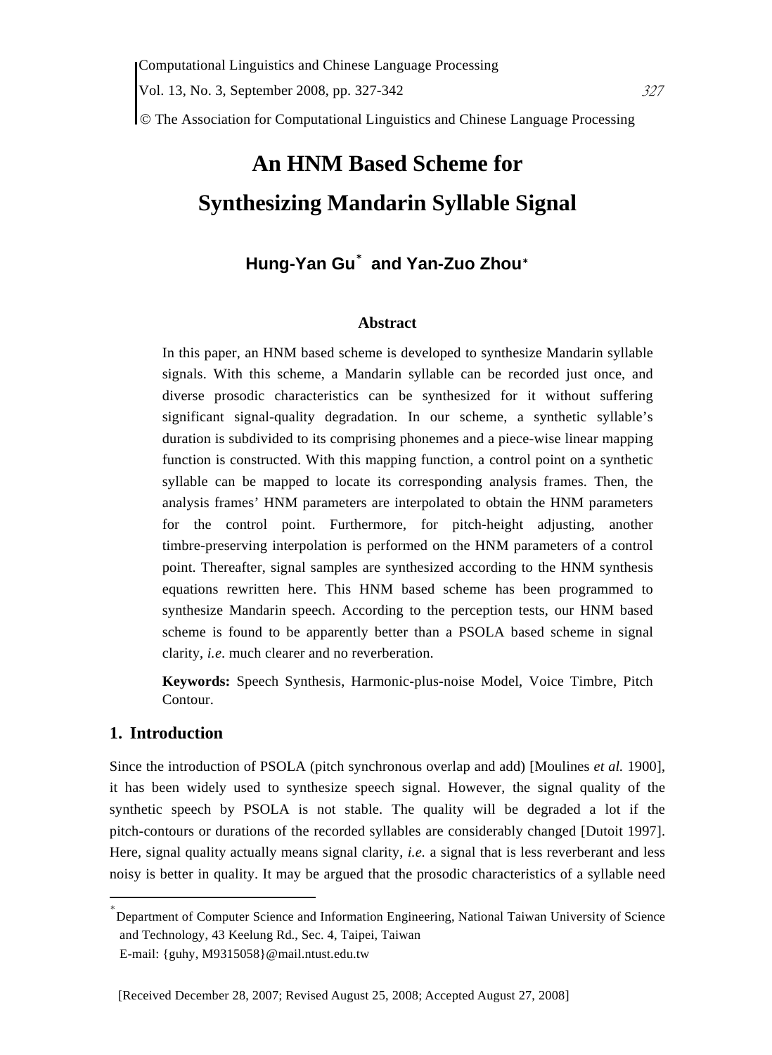# An HNM Based Scheme for Synthesizing Mandarin Syllable Signal

**Hung-Yan Gu[∗] and Yan-Zuo Zhou[∗]**

### Abstract

In this paper, an HNM based scheme is developed to synthesize Mandarin syllable signals. With this scheme, a Mandarin syllable can be recorded just once, and diverse prosodic characteristics can be synthesized for it without suffering significant signal-quality degradation. In our scheme, a synthetic syllable's duration is subdivided to its comprising phonemes and a piece-wise linear mapping function is constructed. With this mapping function, a control point on a synthetic syllable can be mapped to locate its corresponding analysis frames. Then, the analysis frames' HNM parameters are interpolated to obtain the HNM parameters for the control point. Furthermore, for pitch-height adjusting, another timbre-preserving interpolation is performed on the HNM parameters of a control point. Thereafter, signal samples are synthesized according to the HNM synthesis equations rewritten here. This HNM based scheme has been programmed to synthesize Mandarin speech. According to the perception tests, our HNM based scheme is found to be apparently better than a PSOLA based scheme in signal clarity, *i.e.* much clearer and no reverberation.

**Keywords:** Speech Synthesis, Harmonic-plus-noise Model, Voice Timbre, Pitch Contour.

## 1. Introduction

Since the introduction of PSOLA (pitch synchronous overlap and add) [Moulines *et al.* 1900], it has been widely used to synthesize speech signal. However, the signal quality of the synthetic speech by PSOLA is not stable. The quality will be degraded a lot if the pitch-contours or durations of the recorded syllables are considerably changed [Dutoit 1997]. Here, signal quality actually means signal clarity, *i.e.* a signal that is less reverberant and less noisy is better in quality. It may be argued that the prosodic characteristics of a syllable need

---

[∗] Department of Computer Science and Information Engineering, National Taiwan University of Science and Technology, 43 Keelung Rd., Sec. 4, Taipei, Taiwan
E-mail: {guhy, M9315058}@mail.ntust.edu.tw

[Received December 28, 2007; Revised August 25, 2008; Accepted August 27, 2008]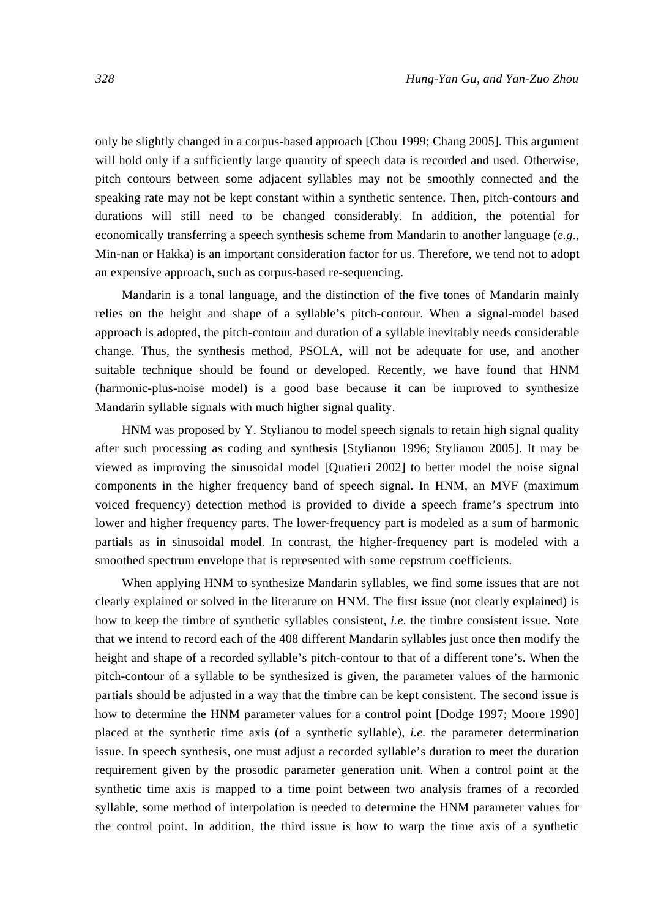only be slightly changed in a corpus-based approach [Chou 1999; Chang 2005]. This argument will hold only if a sufficiently large quantity of speech data is recorded and used. Otherwise, pitch contours between some adjacent syllables may not be smoothly connected and the speaking rate may not be kept constant within a synthetic sentence. Then, pitch-contours and durations will still need to be changed considerably. In addition, the potential for economically transferring a speech synthesis scheme from Mandarin to another language (*e.g*., Min-nan or Hakka) is an important consideration factor for us. Therefore, we tend not to adopt an expensive approach, such as corpus-based re-sequencing.

Mandarin is a tonal language, and the distinction of the five tones of Mandarin mainly relies on the height and shape of a syllable's pitch-contour. When a signal-model based approach is adopted, the pitch-contour and duration of a syllable inevitably needs considerable change. Thus, the synthesis method, PSOLA, will not be adequate for use, and another suitable technique should be found or developed. Recently, we have found that HNM (harmonic-plus-noise model) is a good base because it can be improved to synthesize Mandarin syllable signals with much higher signal quality.

HNM was proposed by Y. Stylianou to model speech signals to retain high signal quality after such processing as coding and synthesis [Stylianou 1996; Stylianou 2005]. It may be viewed as improving the sinusoidal model [Quatieri 2002] to better model the noise signal components in the higher frequency band of speech signal. In HNM, an MVF (maximum voiced frequency) detection method is provided to divide a speech frame's spectrum into lower and higher frequency parts. The lower-frequency part is modeled as a sum of harmonic partials as in sinusoidal model. In contrast, the higher-frequency part is modeled with a smoothed spectrum envelope that is represented with some cepstrum coefficients.

When applying HNM to synthesize Mandarin syllables, we find some issues that are not clearly explained or solved in the literature on HNM. The first issue (not clearly explained) is how to keep the timbre of synthetic syllables consistent, *i.e*. the timbre consistent issue. Note that we intend to record each of the 408 different Mandarin syllables just once then modify the height and shape of a recorded syllable's pitch-contour to that of a different tone's. When the pitch-contour of a syllable to be synthesized is given, the parameter values of the harmonic partials should be adjusted in a way that the timbre can be kept consistent. The second issue is how to determine the HNM parameter values for a control point [Dodge 1997; Moore 1990] placed at the synthetic time axis (of a synthetic syllable), *i.e.* the parameter determination issue. In speech synthesis, one must adjust a recorded syllable's duration to meet the duration requirement given by the prosodic parameter generation unit. When a control point at the synthetic time axis is mapped to a time point between two analysis frames of a recorded syllable, some method of interpolation is needed to determine the HNM parameter values for the control point. In addition, the third issue is how to warp the time axis of a synthetic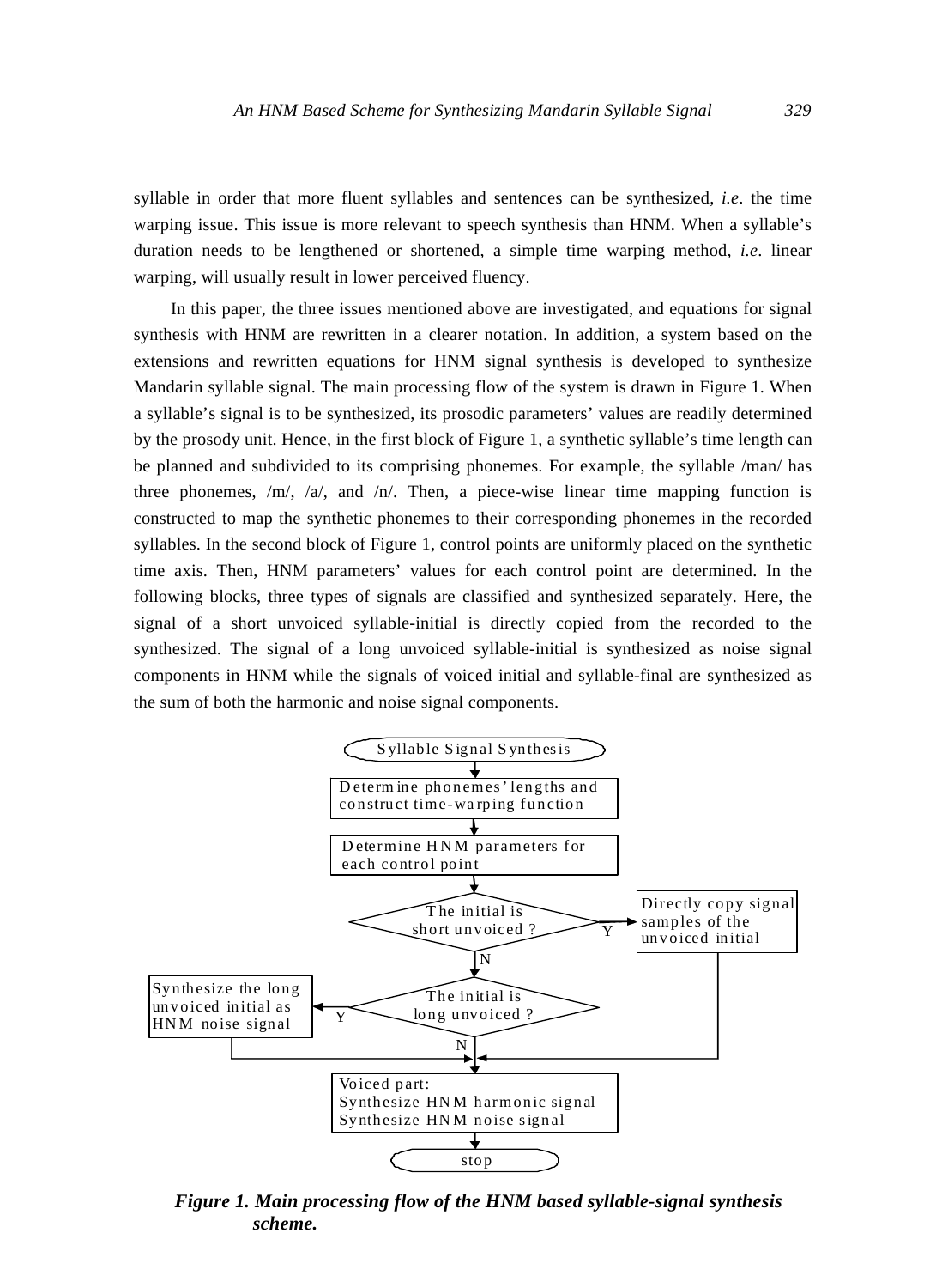syllable in order that more fluent syllables and sentences can be synthesized, *i.e.* the time warping issue. This issue is more relevant to speech synthesis than HNM. When a syllable's duration needs to be lengthened or shortened, a simple time warping method, *i.e.* linear warping, will usually result in lower perceived fluency.

In this paper, the three issues mentioned above are investigated, and equations for signal synthesis with HNM are rewritten in a clearer notation. In addition, a system based on the extensions and rewritten equations for HNM signal synthesis is developed to synthesize Mandarin syllable signal. The main processing flow of the system is drawn in Figure 1. When a syllable's signal is to be synthesized, its prosodic parameters' values are readily determined by the prosody unit. Hence, in the first block of Figure 1, a synthetic syllable's time length can be planned and subdivided to its comprising phonemes. For example, the syllable /man/ has three phonemes, /m/, /a/, and /n/. Then, a piece-wise linear time mapping function is constructed to map the synthetic phonemes to their corresponding phonemes in the recorded syllables. In the second block of Figure 1, control points are uniformly placed on the synthetic time axis. Then, HNM parameters' values for each control point are determined. In the following blocks, three types of signals are classified and synthesized separately. Here, the signal of a short unvoiced syllable-initial is directly copied from the recorded to the synthesized. The signal of a long unvoiced syllable-initial is synthesized as noise signal components in HNM while the signals of voiced initial and syllable-final are synthesized as the sum of both the harmonic and noise signal components.

Syllable Signal Synthesis

Determine phonemes' lengths and construct time-warping function

Determine HNM parameters for each control point

The initial is short unvoiced ? — Y → Directly copy signal samples of the unvoiced initial

N ↓

The initial is long unvoiced ? — Y → Synthesize the long unvoiced initial as HNM noise signal

N ↓

Voiced part:
Synthesize HNM harmonic signal
Synthesize HNM noise signal

stop

***Figure 1. Main processing flow of the HNM based syllable-signal synthesis scheme.***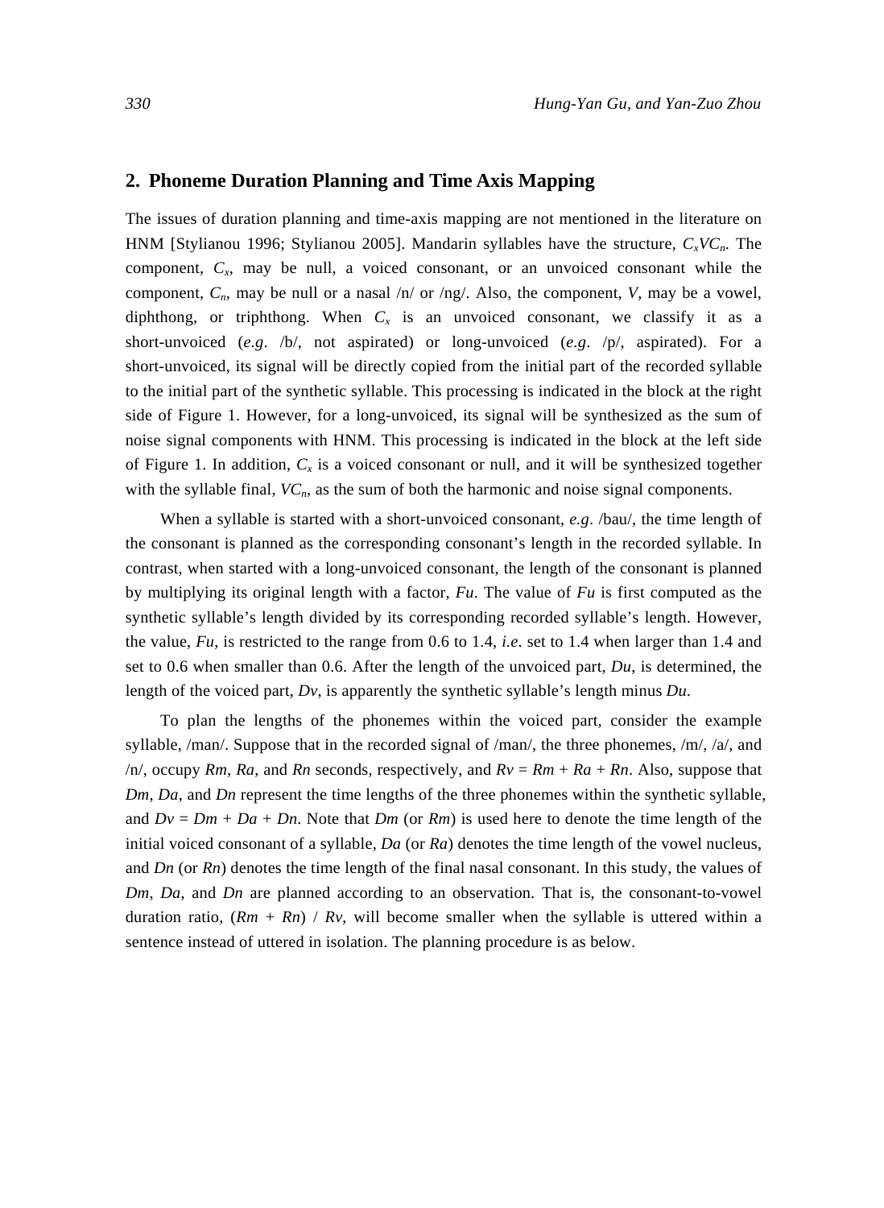## 2. Phoneme Duration Planning and Time Axis Mapping

The issues of duration planning and time-axis mapping are not mentioned in the literature on HNM [Stylianou 1996; Stylianou 2005]. Mandarin syllables have the structure, $C_xVC_n$. The component, $C_x$, may be null, a voiced consonant, or an unvoiced consonant while the component, $C_n$, may be null or a nasal /n/ or /ng/. Also, the component, $V$, may be a vowel, diphthong, or triphthong. When $C_x$ is an unvoiced consonant, we classify it as a short-unvoiced (*e.g*. /b/, not aspirated) or long-unvoiced (*e.g*. /p/, aspirated). For a short-unvoiced, its signal will be directly copied from the initial part of the recorded syllable to the initial part of the synthetic syllable. This processing is indicated in the block at the right side of Figure 1. However, for a long-unvoiced, its signal will be synthesized as the sum of noise signal components with HNM. This processing is indicated in the block at the left side of Figure 1. In addition, $C_x$ is a voiced consonant or null, and it will be synthesized together with the syllable final, $VC_n$, as the sum of both the harmonic and noise signal components.

When a syllable is started with a short-unvoiced consonant, *e.g*. /bau/, the time length of the consonant is planned as the corresponding consonant's length in the recorded syllable. In contrast, when started with a long-unvoiced consonant, the length of the consonant is planned by multiplying its original length with a factor, $Fu$. The value of $Fu$ is first computed as the synthetic syllable's length divided by its corresponding recorded syllable's length. However, the value, $Fu$, is restricted to the range from 0.6 to 1.4, *i.e*. set to 1.4 when larger than 1.4 and set to 0.6 when smaller than 0.6. After the length of the unvoiced part, $Du$, is determined, the length of the voiced part, $Dv$, is apparently the synthetic syllable's length minus $Du$.

To plan the lengths of the phonemes within the voiced part, consider the example syllable, /man/. Suppose that in the recorded signal of /man/, the three phonemes, /m/, /a/, and /n/, occupy $Rm$, $Ra$, and $Rn$ seconds, respectively, and $Rv = Rm + Ra + Rn$. Also, suppose that $Dm$, $Da$, and $Dn$ represent the time lengths of the three phonemes within the synthetic syllable, and $Dv = Dm + Da + Dn$. Note that $Dm$ (or $Rm$) is used here to denote the time length of the initial voiced consonant of a syllable, $Da$ (or $Ra$) denotes the time length of the vowel nucleus, and $Dn$ (or $Rn$) denotes the time length of the final nasal consonant. In this study, the values of $Dm$, $Da$, and $Dn$ are planned according to an observation. That is, the consonant-to-vowel duration ratio, $(Rm + Rn) / Rv$, will become smaller when the syllable is uttered within a sentence instead of uttered in isolation. The planning procedure is as below.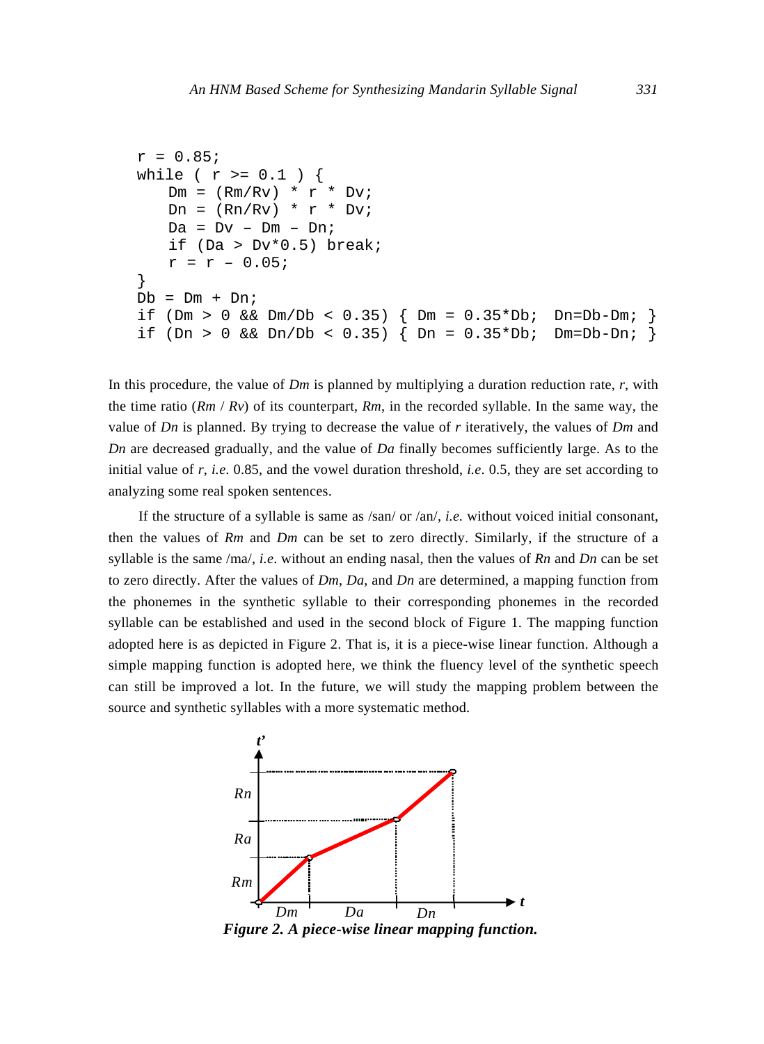```
r = 0.85;
while ( r >= 0.1 ) {
    Dm = (Rm/Rv) * r * Dv;
    Dn = (Rn/Rv) * r * Dv;
    Da = Dv – Dm – Dn;
    if (Da > Dv*0.5) break;
    r = r – 0.05;
}
Db = Dm + Dn;
if (Dm > 0 && Dm/Db < 0.35) { Dm = 0.35*Db;  Dn=Db-Dm; }
if (Dn > 0 && Dn/Db < 0.35) { Dn = 0.35*Db;  Dm=Db-Dn; }
```

In this procedure, the value of *Dm* is planned by multiplying a duration reduction rate, *r*, with the time ratio (*Rm* / *Rv*) of its counterpart, *Rm*, in the recorded syllable. In the same way, the value of *Dn* is planned. By trying to decrease the value of *r* iteratively, the values of *Dm* and *Dn* are decreased gradually, and the value of *Da* finally becomes sufficiently large. As to the initial value of *r*, *i.e.* 0.85, and the vowel duration threshold, *i.e.* 0.5, they are set according to analyzing some real spoken sentences.

If the structure of a syllable is same as /san/ or /an/, *i.e.* without voiced initial consonant, then the values of *Rm* and *Dm* can be set to zero directly. Similarly, if the structure of a syllable is the same /ma/, *i.e*. without an ending nasal, then the values of *Rn* and *Dn* can be set to zero directly. After the values of *Dm*, *Da*, and *Dn* are determined, a mapping function from the phonemes in the synthetic syllable to their corresponding phonemes in the recorded syllable can be established and used in the second block of Figure 1. The mapping function adopted here is as depicted in Figure 2. That is, it is a piece-wise linear function. Although a simple mapping function is adopted here, we think the fluency level of the synthetic speech can still be improved a lot. In the future, we will study the mapping problem between the source and synthetic syllables with a more systematic method.

***Figure 2. A piece-wise linear mapping function.***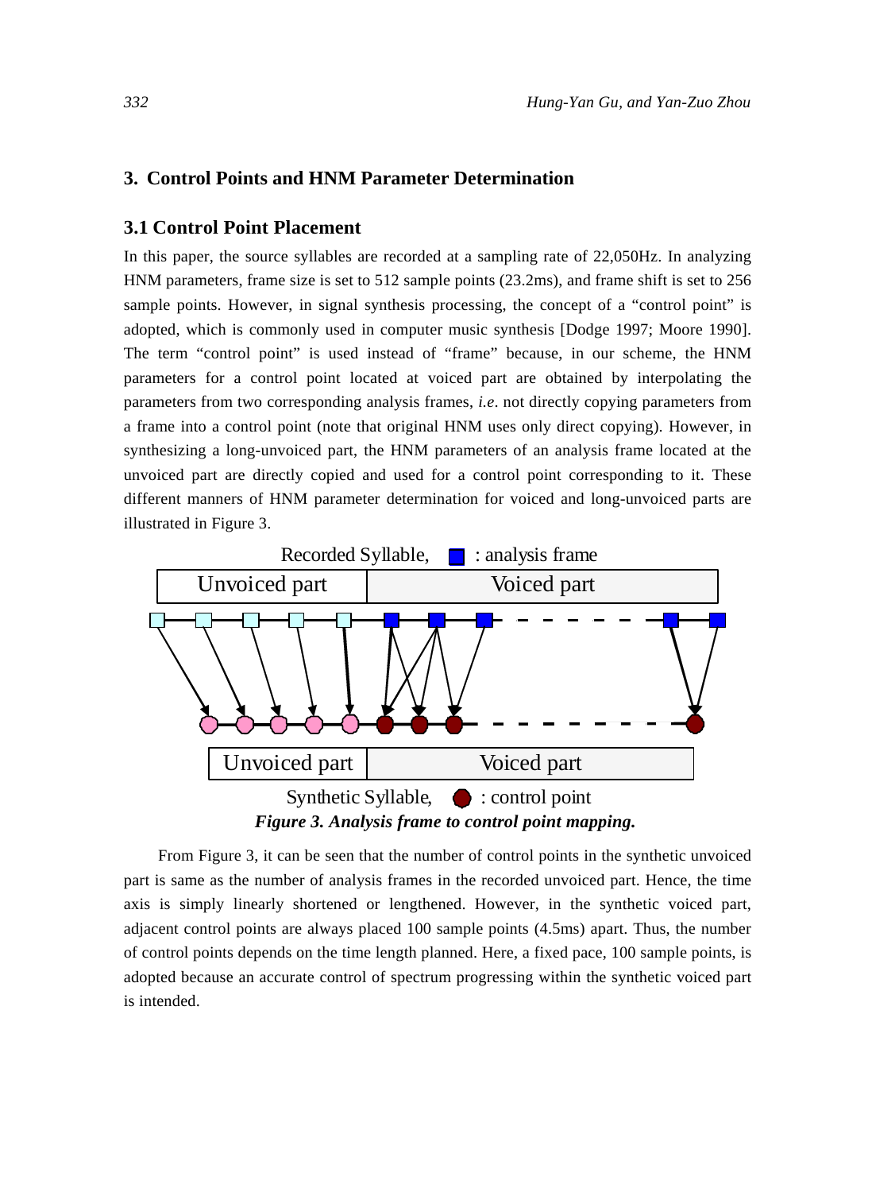## 3. Control Points and HNM Parameter Determination

### 3.1 Control Point Placement

In this paper, the source syllables are recorded at a sampling rate of 22,050Hz. In analyzing HNM parameters, frame size is set to 512 sample points (23.2ms), and frame shift is set to 256 sample points. However, in signal synthesis processing, the concept of a "control point" is adopted, which is commonly used in computer music synthesis [Dodge 1997; Moore 1990]. The term "control point" is used instead of "frame" because, in our scheme, the HNM parameters for a control point located at voiced part are obtained by interpolating the parameters from two corresponding analysis frames, *i.e*. not directly copying parameters from a frame into a control point (note that original HNM uses only direct copying). However, in synthesizing a long-unvoiced part, the HNM parameters of an analysis frame located at the unvoiced part are directly copied and used for a control point corresponding to it. These different manners of HNM parameter determination for voiced and long-unvoiced parts are illustrated in Figure 3.

Recorded Syllable, ■ : analysis frame

Unvoiced part | Voiced part

Unvoiced part | Voiced part

Synthetic Syllable, ● : control point

***Figure 3. Analysis frame to control point mapping.***

From Figure 3, it can be seen that the number of control points in the synthetic unvoiced part is same as the number of analysis frames in the recorded unvoiced part. Hence, the time axis is simply linearly shortened or lengthened. However, in the synthetic voiced part, adjacent control points are always placed 100 sample points (4.5ms) apart. Thus, the number of control points depends on the time length planned. Here, a fixed pace, 100 sample points, is adopted because an accurate control of spectrum progressing within the synthetic voiced part is intended.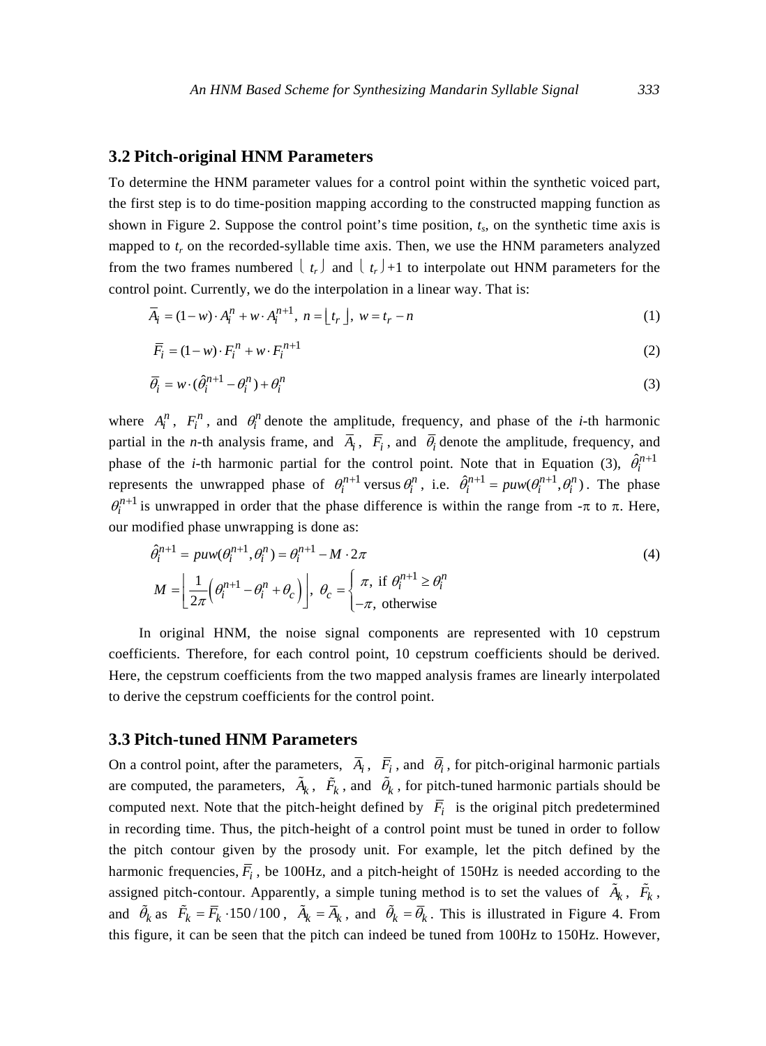### 3.2 Pitch-original HNM Parameters

To determine the HNM parameter values for a control point within the synthetic voiced part, the first step is to do time-position mapping according to the constructed mapping function as shown in Figure 2. Suppose the control point's time position, $t_s$, on the synthetic time axis is mapped to $t_r$ on the recorded-syllable time axis. Then, we use the HNM parameters analyzed from the two frames numbered $\lfloor t_r \rfloor$ and $\lfloor t_r \rfloor$+1 to interpolate out HNM parameters for the control point. Currently, we do the interpolation in a linear way. That is:

$$\overline{A}_i = (1-w) \cdot A_i^n + w \cdot A_i^{n+1},\ n = \lfloor t_r \rfloor,\ w = t_r - n \tag{1}$$

$$\overline{F}_i = (1-w) \cdot F_i^n + w \cdot F_i^{n+1} \tag{2}$$

$$\overline{\theta}_i = w \cdot (\hat{\theta}_i^{n+1} - \theta_i^n) + \theta_i^n \tag{3}$$

where $A_i^n$, $F_i^n$, and $\theta_i^n$ denote the amplitude, frequency, and phase of the *i*-th harmonic partial in the *n*-th analysis frame, and $\overline{A}_i$, $\overline{F}_i$, and $\overline{\theta}_i$ denote the amplitude, frequency, and phase of the *i*-th harmonic partial for the control point. Note that in Equation (3), $\hat{\theta}_i^{n+1}$ represents the unwrapped phase of $\theta_i^{n+1}$ versus $\theta_i^n$, i.e. $\hat{\theta}_i^{n+1} = puw(\theta_i^{n+1}, \theta_i^n)$. The phase $\theta_i^{n+1}$ is unwrapped in order that the phase difference is within the range from -π to π. Here, our modified phase unwrapping is done as:

$$\hat{\theta}_i^{n+1} = puw(\theta_i^{n+1}, \theta_i^n) = \theta_i^{n+1} - M \cdot 2\pi \tag{4}$$

$$M = \left\lfloor \frac{1}{2\pi} \left( \theta_i^{n+1} - \theta_i^n + \theta_c \right) \right\rfloor,\ \theta_c = \begin{cases} \pi, & \text{if } \theta_i^{n+1} \ge \theta_i^n \\ -\pi, & \text{otherwise} \end{cases}$$

In original HNM, the noise signal components are represented with 10 cepstrum coefficients. Therefore, for each control point, 10 cepstrum coefficients should be derived. Here, the cepstrum coefficients from the two mapped analysis frames are linearly interpolated to derive the cepstrum coefficients for the control point.

### 3.3 Pitch-tuned HNM Parameters

On a control point, after the parameters, $\overline{A}_i$, $\overline{F}_i$, and $\overline{\theta}_i$, for pitch-original harmonic partials are computed, the parameters, $\tilde{A}_k$, $\tilde{F}_k$, and $\tilde{\theta}_k$, for pitch-tuned harmonic partials should be computed next. Note that the pitch-height defined by $\overline{F}_i$ is the original pitch predetermined in recording time. Thus, the pitch-height of a control point must be tuned in order to follow the pitch contour given by the prosody unit. For example, let the pitch defined by the harmonic frequencies, $\overline{F}_i$, be 100Hz, and a pitch-height of 150Hz is needed according to the assigned pitch-contour. Apparently, a simple tuning method is to set the values of $\tilde{A}_k$, $\tilde{F}_k$, and $\tilde{\theta}_k$ as $\tilde{F}_k = \overline{F}_k \cdot 150/100$, $\tilde{A}_k = \overline{A}_k$, and $\tilde{\theta}_k = \overline{\theta}_k$. This is illustrated in Figure 4. From this figure, it can be seen that the pitch can indeed be tuned from 100Hz to 150Hz. However,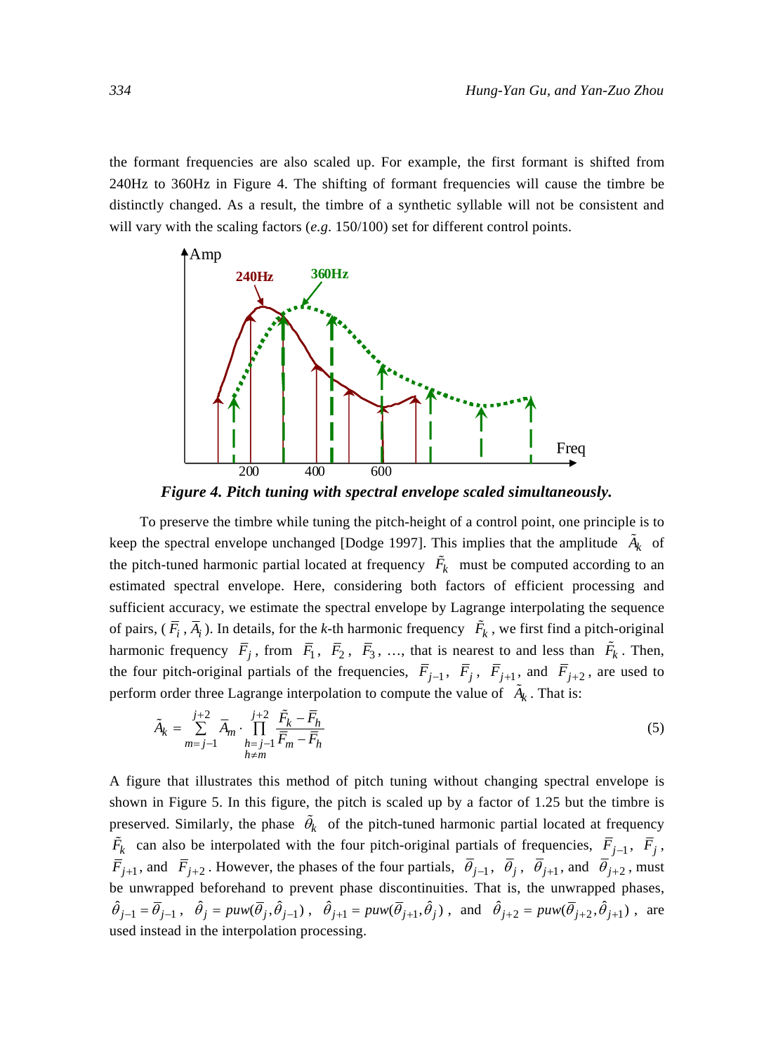the formant frequencies are also scaled up. For example, the first formant is shifted from 240Hz to 360Hz in Figure 4. The shifting of formant frequencies will cause the timbre be distinctly changed. As a result, the timbre of a synthetic syllable will not be consistent and will vary with the scaling factors (*e.g*. 150/100) set for different control points.

***Figure 4. Pitch tuning with spectral envelope scaled simultaneously.***

To preserve the timbre while tuning the pitch-height of a control point, one principle is to keep the spectral envelope unchanged [Dodge 1997]. This implies that the amplitude $\tilde{A}_k$ of the pitch-tuned harmonic partial located at frequency $\tilde{F}_k$ must be computed according to an estimated spectral envelope. Here, considering both factors of efficient processing and sufficient accuracy, we estimate the spectral envelope by Lagrange interpolating the sequence of pairs, ( $\bar{F}_i$ , $\bar{A}_i$ ). In details, for the *k*-th harmonic frequency $\tilde{F}_k$ , we first find a pitch-original harmonic frequency $\bar{F}_j$ , from $\bar{F}_1$, $\bar{F}_2$, $\bar{F}_3$, …, that is nearest to and less than $\tilde{F}_k$ . Then, the four pitch-original partials of the frequencies, $\bar{F}_{j-1}$, $\bar{F}_j$, $\bar{F}_{j+1}$, and $\bar{F}_{j+2}$, are used to perform order three Lagrange interpolation to compute the value of $\tilde{A}_k$ . That is:

$$\tilde{A}_k = \sum_{m=j-1}^{j+2} \bar{A}_m \cdot \prod_{\substack{h=j-1 \\ h \neq m}}^{j+2} \frac{\tilde{F}_k - \bar{F}_h}{\bar{F}_m - \bar{F}_h} \tag{5}$$

A figure that illustrates this method of pitch tuning without changing spectral envelope is shown in Figure 5. In this figure, the pitch is scaled up by a factor of 1.25 but the timbre is preserved. Similarly, the phase $\tilde{\theta}_k$ of the pitch-tuned harmonic partial located at frequency $\tilde{F}_k$ can also be interpolated with the four pitch-original partials of frequencies, $\bar{F}_{j-1}$, $\bar{F}_j$, $\bar{F}_{j+1}$, and $\bar{F}_{j+2}$. However, the phases of the four partials, $\bar{\theta}_{j-1}$, $\bar{\theta}_j$, $\bar{\theta}_{j+1}$, and $\bar{\theta}_{j+2}$, must be unwrapped beforehand to prevent phase discontinuities. That is, the unwrapped phases, $\hat{\theta}_{j-1} = \bar{\theta}_{j-1}$, $\hat{\theta}_j = puw(\bar{\theta}_j, \hat{\theta}_{j-1})$, $\hat{\theta}_{j+1} = puw(\bar{\theta}_{j+1}, \hat{\theta}_j)$, and $\hat{\theta}_{j+2} = puw(\bar{\theta}_{j+2}, \hat{\theta}_{j+1})$, are used instead in the interpolation processing.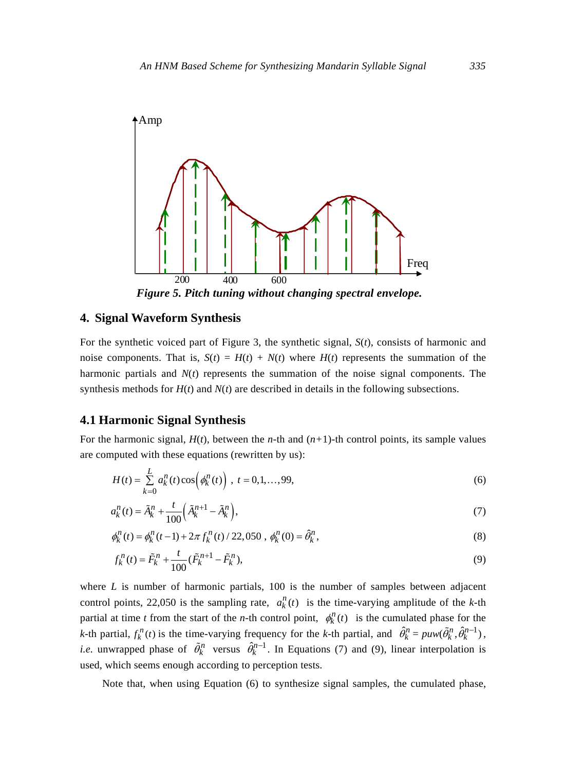Figure 5. Pitch tuning without changing spectral envelope.

## 4. Signal Waveform Synthesis

For the synthetic voiced part of Figure 3, the synthetic signal, $S(t)$, consists of harmonic and noise components. That is, $S(t) = H(t) + N(t)$ where $H(t)$ represents the summation of the harmonic partials and $N(t)$ represents the summation of the noise signal components. The synthesis methods for $H(t)$ and $N(t)$ are described in details in the following subsections.

### 4.1 Harmonic Signal Synthesis

For the harmonic signal, $H(t)$, between the $n$-th and $(n+1)$-th control points, its sample values are computed with these equations (rewritten by us):

$$H(t) = \sum_{k=0}^{L} a_k^n(t) \cos\left(\phi_k^n(t)\right) \ , \ t = 0,1,\ldots,99, \tag{6}$$

$$a_k^n(t) = \tilde{A}_k^n + \frac{t}{100}\left(\tilde{A}_k^{n+1} - \tilde{A}_k^n\right), \tag{7}$$

$$\phi_k^n(t) = \phi_k^n(t-1) + 2\pi\, f_k^n(t) / 22{,}050 \ , \ \phi_k^n(0) = \hat{\theta}_k^n, \tag{8}$$

$$f_k^n(t) = \tilde{F}_k^n + \frac{t}{100}(\tilde{F}_k^{n+1} - \tilde{F}_k^n), \tag{9}$$

where $L$ is number of harmonic partials, 100 is the number of samples between adjacent control points, 22,050 is the sampling rate, $a_k^n(t)$ is the time-varying amplitude of the $k$-th partial at time $t$ from the start of the $n$-th control point, $\phi_k^n(t)$ is the cumulated phase for the $k$-th partial, $f_k^n(t)$ is the time-varying frequency for the $k$-th partial, and $\hat{\theta}_k^n = puw(\tilde{\theta}_k^n, \hat{\theta}_k^{n-1})$, *i.e.* unwrapped phase of $\tilde{\theta}_k^n$ versus $\hat{\theta}_k^{n-1}$. In Equations (7) and (9), linear interpolation is used, which seems enough according to perception tests.

Note that, when using Equation (6) to synthesize signal samples, the cumulated phase,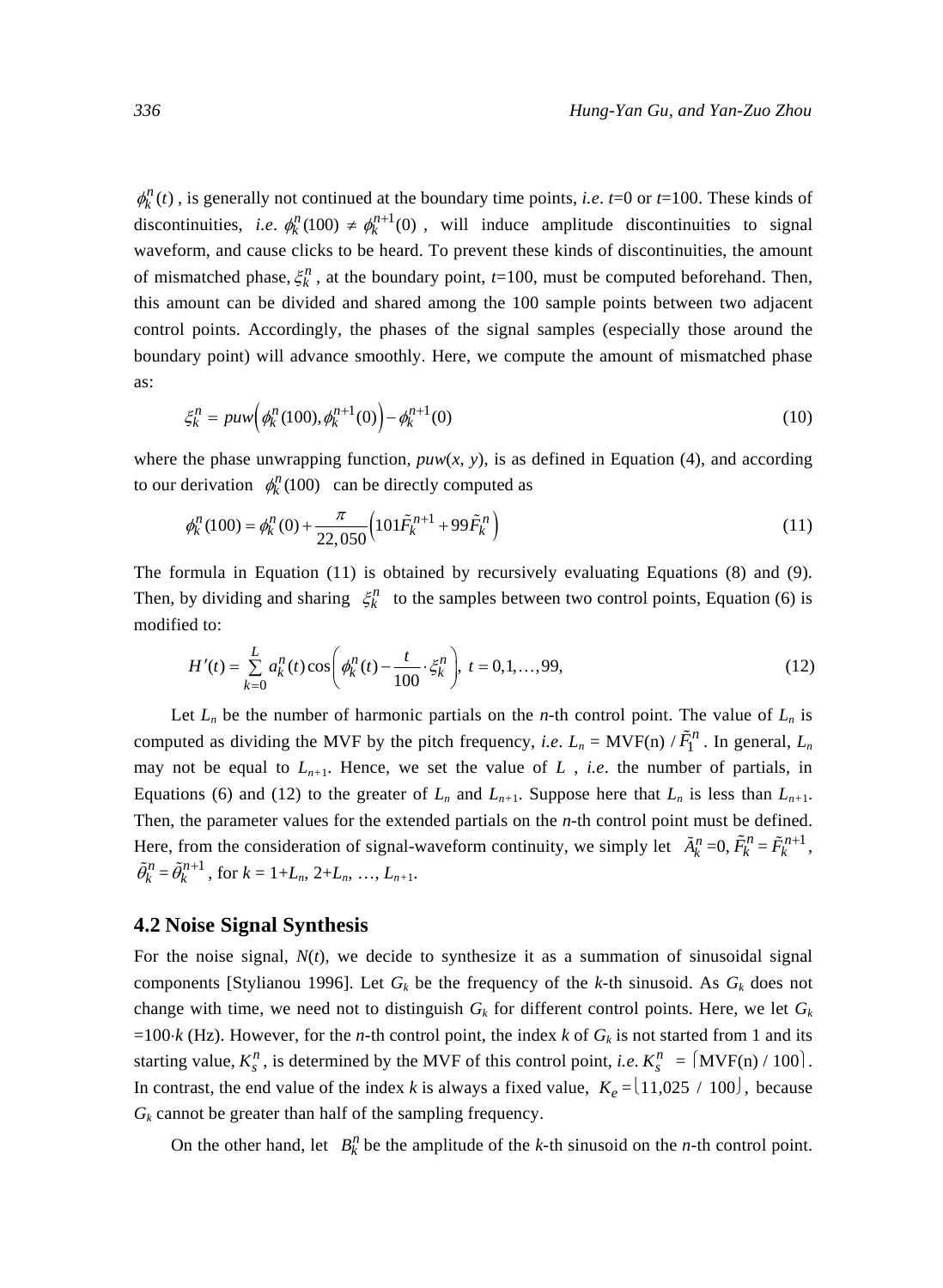$\phi_k^n(t)$, is generally not continued at the boundary time points, *i.e*. $t$=0 or $t$=100. These kinds of discontinuities, *i.e*. $\phi_k^n(100) \neq \phi_k^{n+1}(0)$, will induce amplitude discontinuities to signal waveform, and cause clicks to be heard. To prevent these kinds of discontinuities, the amount of mismatched phase, $\xi_k^n$, at the boundary point, $t$=100, must be computed beforehand. Then, this amount can be divided and shared among the 100 sample points between two adjacent control points. Accordingly, the phases of the signal samples (especially those around the boundary point) will advance smoothly. Here, we compute the amount of mismatched phase as:

$$\xi_k^n = puw\left(\phi_k^n(100), \phi_k^{n+1}(0)\right) - \phi_k^{n+1}(0) \tag{10}$$

where the phase unwrapping function, $puw(x, y)$, is as defined in Equation (4), and according to our derivation $\phi_k^n(100)$ can be directly computed as

$$\phi_k^n(100) = \phi_k^n(0) + \frac{\pi}{22,050}\left(101\tilde{F}_k^{n+1} + 99\tilde{F}_k^n\right) \tag{11}$$

The formula in Equation (11) is obtained by recursively evaluating Equations (8) and (9). Then, by dividing and sharing $\xi_k^n$ to the samples between two control points, Equation (6) is modified to:

$$H'(t) = \sum_{k=0}^{L} a_k^n(t)\cos\left(\phi_k^n(t) - \frac{t}{100}\cdot\xi_k^n\right),\ t = 0,1,\ldots,99, \tag{12}$$

Let $L_n$ be the number of harmonic partials on the $n$-th control point. The value of $L_n$ is computed as dividing the MVF by the pitch frequency, *i.e*. $L_n$ = MVF(n) / $\tilde{F}_1^n$. In general, $L_n$ may not be equal to $L_{n+1}$. Hence, we set the value of $L$, *i.e*. the number of partials, in Equations (6) and (12) to the greater of $L_n$ and $L_{n+1}$. Suppose here that $L_n$ is less than $L_{n+1}$. Then, the parameter values for the extended partials on the $n$-th control point must be defined. Here, from the consideration of signal-waveform continuity, we simply let $\tilde{A}_k^n$ =0, $\tilde{F}_k^n = \tilde{F}_k^{n+1}$, $\tilde{\theta}_k^n = \tilde{\theta}_k^{n+1}$, for $k$ = 1+$L_n$, 2+$L_n$, …, $L_{n+1}$.

## 4.2 Noise Signal Synthesis

For the noise signal, $N(t)$, we decide to synthesize it as a summation of sinusoidal signal components [Stylianou 1996]. Let $G_k$ be the frequency of the $k$-th sinusoid. As $G_k$ does not change with time, we need not to distinguish $G_k$ for different control points. Here, we let $G_k$ =100·$k$ (Hz). However, for the $n$-th control point, the index $k$ of $G_k$ is not started from 1 and its starting value, $K_s^n$, is determined by the MVF of this control point, *i.e*. $K_s^n$ = $\lceil$MVF(n) / 100$\rceil$. In contrast, the end value of the index $k$ is always a fixed value, $K_e = \lfloor 11{,}025\ /\ 100 \rfloor$, because $G_k$ cannot be greater than half of the sampling frequency.

On the other hand, let $B_k^n$ be the amplitude of the $k$-th sinusoid on the $n$-th control point.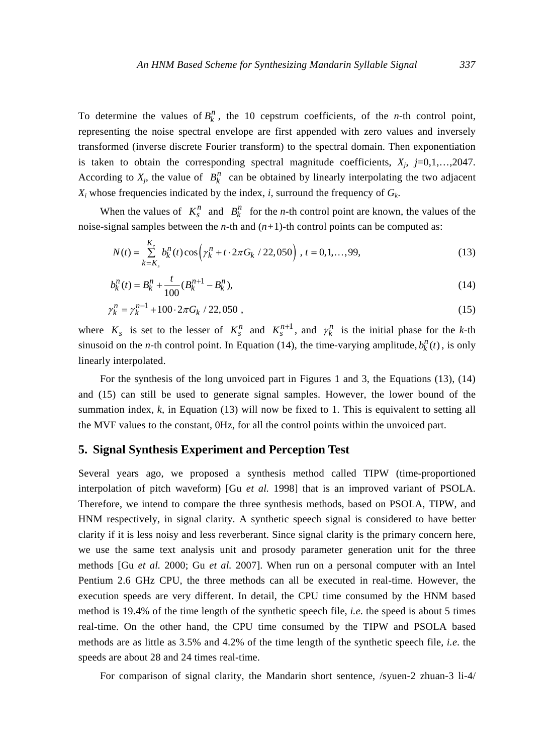To determine the values of $B_k^n$, the 10 cepstrum coefficients, of the *n*-th control point, representing the noise spectral envelope are first appended with zero values and inversely transformed (inverse discrete Fourier transform) to the spectral domain. Then exponentiation is taken to obtain the corresponding spectral magnitude coefficients, $X_j$, $j$=0,1,…,2047. According to $X_j$, the value of $B_k^n$ can be obtained by linearly interpolating the two adjacent $X_i$ whose frequencies indicated by the index, *i*, surround the frequency of $G_k$.

When the values of $K_s^n$ and $B_k^n$ for the *n*-th control point are known, the values of the noise-signal samples between the *n*-th and (*n*+1)-th control points can be computed as:

$$N(t) = \sum_{k=K_s}^{K_e} b_k^n(t) \cos\left(\gamma_k^n + t \cdot 2\pi G_k / 22{,}050\right) \text{ , } t = 0,1,\ldots,99, \tag{13}$$

$$b_k^n(t) = B_k^n + \frac{t}{100}(B_k^{n+1} - B_k^n), \tag{14}$$

$$\gamma_k^n = \gamma_k^{n-1} + 100 \cdot 2\pi G_k / 22{,}050 \text{ ,} \tag{15}$$

where $K_s$ is set to the lesser of $K_s^n$ and $K_s^{n+1}$, and $\gamma_k^n$ is the initial phase for the *k*-th sinusoid on the *n*-th control point. In Equation (14), the time-varying amplitude, $b_k^n(t)$, is only linearly interpolated.

For the synthesis of the long unvoiced part in Figures 1 and 3, the Equations (13), (14) and (15) can still be used to generate signal samples. However, the lower bound of the summation index, *k*, in Equation (13) will now be fixed to 1. This is equivalent to setting all the MVF values to the constant, 0Hz, for all the control points within the unvoiced part.

## 5. Signal Synthesis Experiment and Perception Test

Several years ago, we proposed a synthesis method called TIPW (time-proportioned interpolation of pitch waveform) [Gu *et al.* 1998] that is an improved variant of PSOLA. Therefore, we intend to compare the three synthesis methods, based on PSOLA, TIPW, and HNM respectively, in signal clarity. A synthetic speech signal is considered to have better clarity if it is less noisy and less reverberant. Since signal clarity is the primary concern here, we use the same text analysis unit and prosody parameter generation unit for the three methods [Gu *et al.* 2000; Gu *et al.* 2007]. When run on a personal computer with an Intel Pentium 2.6 GHz CPU, the three methods can all be executed in real-time. However, the execution speeds are very different. In detail, the CPU time consumed by the HNM based method is 19.4% of the time length of the synthetic speech file, *i.e*. the speed is about 5 times real-time. On the other hand, the CPU time consumed by the TIPW and PSOLA based methods are as little as 3.5% and 4.2% of the time length of the synthetic speech file, *i.e*. the speeds are about 28 and 24 times real-time.

For comparison of signal clarity, the Mandarin short sentence, /syuen-2 zhuan-3 li-4/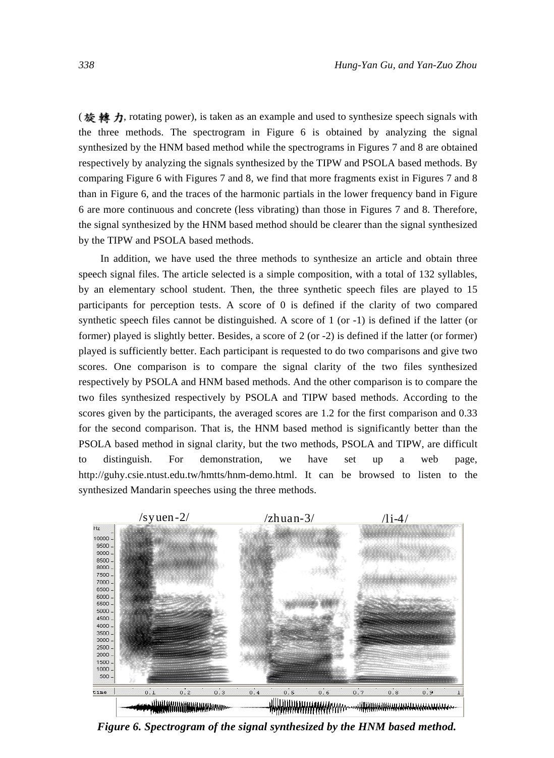(旋轉力, rotating power), is taken as an example and used to synthesize speech signals with the three methods. The spectrogram in Figure 6 is obtained by analyzing the signal synthesized by the HNM based method while the spectrograms in Figures 7 and 8 are obtained respectively by analyzing the signals synthesized by the TIPW and PSOLA based methods. By comparing Figure 6 with Figures 7 and 8, we find that more fragments exist in Figures 7 and 8 than in Figure 6, and the traces of the harmonic partials in the lower frequency band in Figure 6 are more continuous and concrete (less vibrating) than those in Figures 7 and 8. Therefore, the signal synthesized by the HNM based method should be clearer than the signal synthesized by the TIPW and PSOLA based methods.

In addition, we have used the three methods to synthesize an article and obtain three speech signal files. The article selected is a simple composition, with a total of 132 syllables, by an elementary school student. Then, the three synthetic speech files are played to 15 participants for perception tests. A score of 0 is defined if the clarity of two compared synthetic speech files cannot be distinguished. A score of 1 (or -1) is defined if the latter (or former) played is slightly better. Besides, a score of 2 (or -2) is defined if the latter (or former) played is sufficiently better. Each participant is requested to do two comparisons and give two scores. One comparison is to compare the signal clarity of the two files synthesized respectively by PSOLA and HNM based methods. And the other comparison is to compare the two files synthesized respectively by PSOLA and TIPW based methods. According to the scores given by the participants, the averaged scores are 1.2 for the first comparison and 0.33 for the second comparison. That is, the HNM based method is significantly better than the PSOLA based method in signal clarity, but the two methods, PSOLA and TIPW, are difficult to distinguish. For demonstration, we have set up a web page, http://guhy.csie.ntust.edu.tw/hmtts/hnm-demo.html. It can be browsed to listen to the synthesized Mandarin speeches using the three methods.

***Figure 6. Spectrogram of the signal synthesized by the HNM based method.***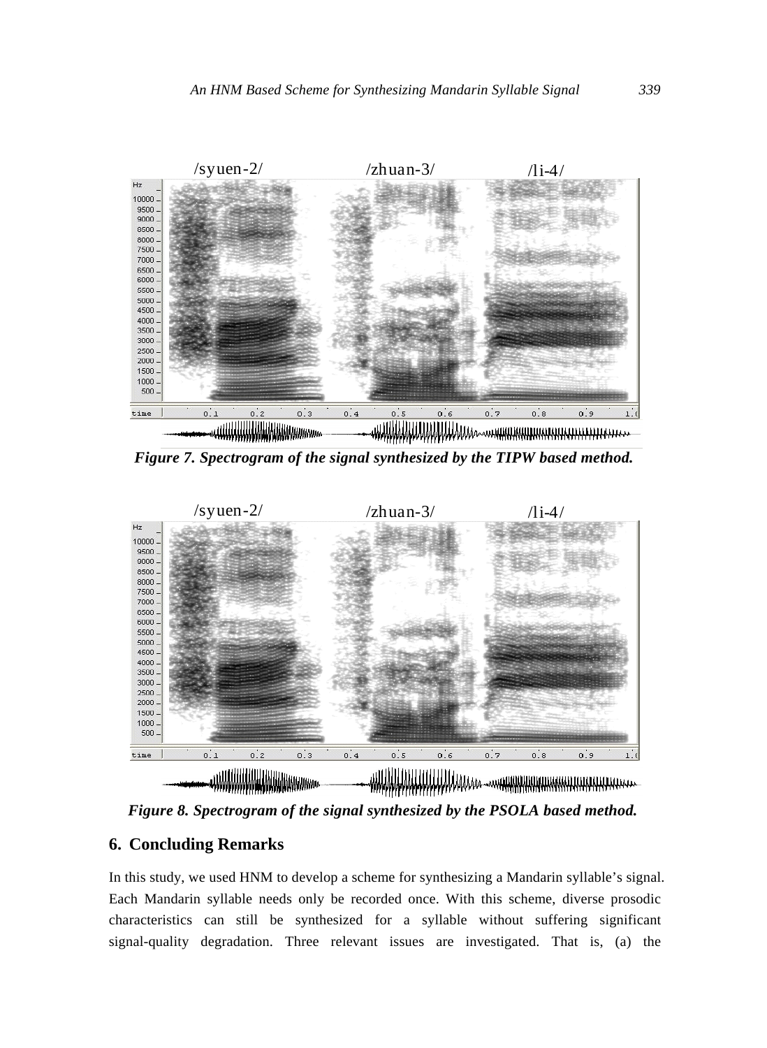*Figure 7. Spectrogram of the signal synthesized by the TIPW based method.*

*Figure 8. Spectrogram of the signal synthesized by the PSOLA based method.*

## 6. Concluding Remarks

In this study, we used HNM to develop a scheme for synthesizing a Mandarin syllable's signal. Each Mandarin syllable needs only be recorded once. With this scheme, diverse prosodic characteristics can still be synthesized for a syllable without suffering significant signal-quality degradation. Three relevant issues are investigated. That is, (a) the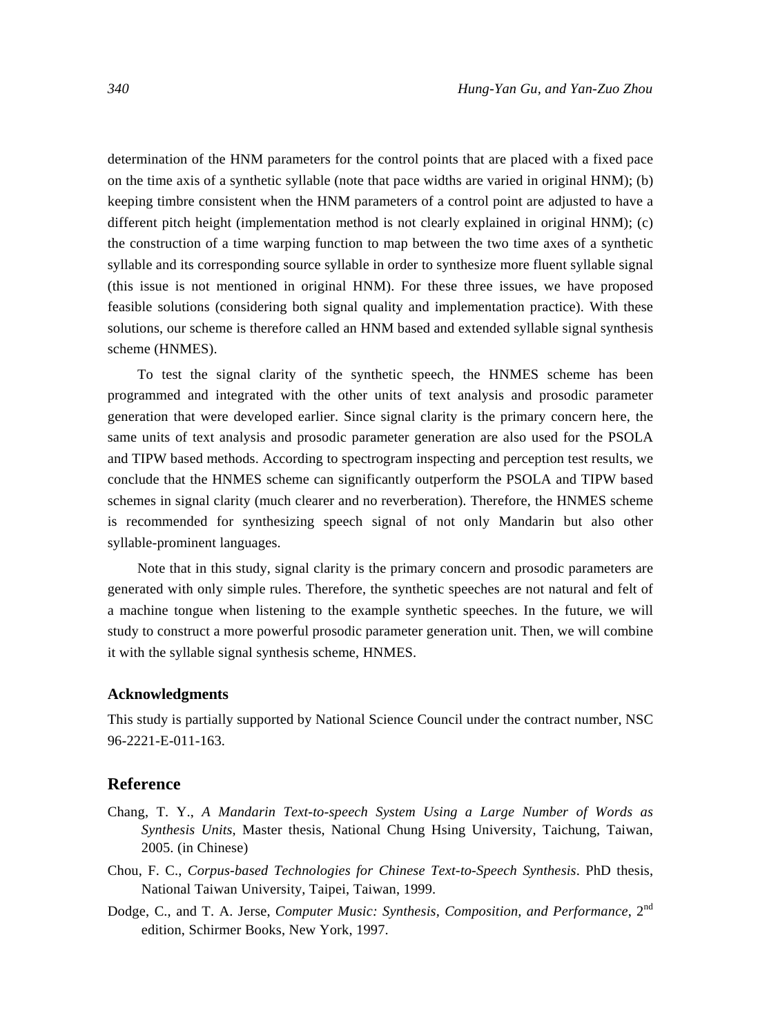determination of the HNM parameters for the control points that are placed with a fixed pace on the time axis of a synthetic syllable (note that pace widths are varied in original HNM); (b) keeping timbre consistent when the HNM parameters of a control point are adjusted to have a different pitch height (implementation method is not clearly explained in original HNM); (c) the construction of a time warping function to map between the two time axes of a synthetic syllable and its corresponding source syllable in order to synthesize more fluent syllable signal (this issue is not mentioned in original HNM). For these three issues, we have proposed feasible solutions (considering both signal quality and implementation practice). With these solutions, our scheme is therefore called an HNM based and extended syllable signal synthesis scheme (HNMES).

To test the signal clarity of the synthetic speech, the HNMES scheme has been programmed and integrated with the other units of text analysis and prosodic parameter generation that were developed earlier. Since signal clarity is the primary concern here, the same units of text analysis and prosodic parameter generation are also used for the PSOLA and TIPW based methods. According to spectrogram inspecting and perception test results, we conclude that the HNMES scheme can significantly outperform the PSOLA and TIPW based schemes in signal clarity (much clearer and no reverberation). Therefore, the HNMES scheme is recommended for synthesizing speech signal of not only Mandarin but also other syllable-prominent languages.

Note that in this study, signal clarity is the primary concern and prosodic parameters are generated with only simple rules. Therefore, the synthetic speeches are not natural and felt of a machine tongue when listening to the example synthetic speeches. In the future, we will study to construct a more powerful prosodic parameter generation unit. Then, we will combine it with the syllable signal synthesis scheme, HNMES.

### Acknowledgments

This study is partially supported by National Science Council under the contract number, NSC 96-2221-E-011-163.

## Reference

Chang, T. Y., *A Mandarin Text-to-speech System Using a Large Number of Words as Synthesis Units*, Master thesis, National Chung Hsing University, Taichung, Taiwan, 2005. (in Chinese)

Chou, F. C., *Corpus-based Technologies for Chinese Text-to-Speech Synthesis*. PhD thesis, National Taiwan University, Taipei, Taiwan, 1999.

Dodge, C., and T. A. Jerse, *Computer Music: Synthesis, Composition, and Performance*, 2nd edition, Schirmer Books, New York, 1997.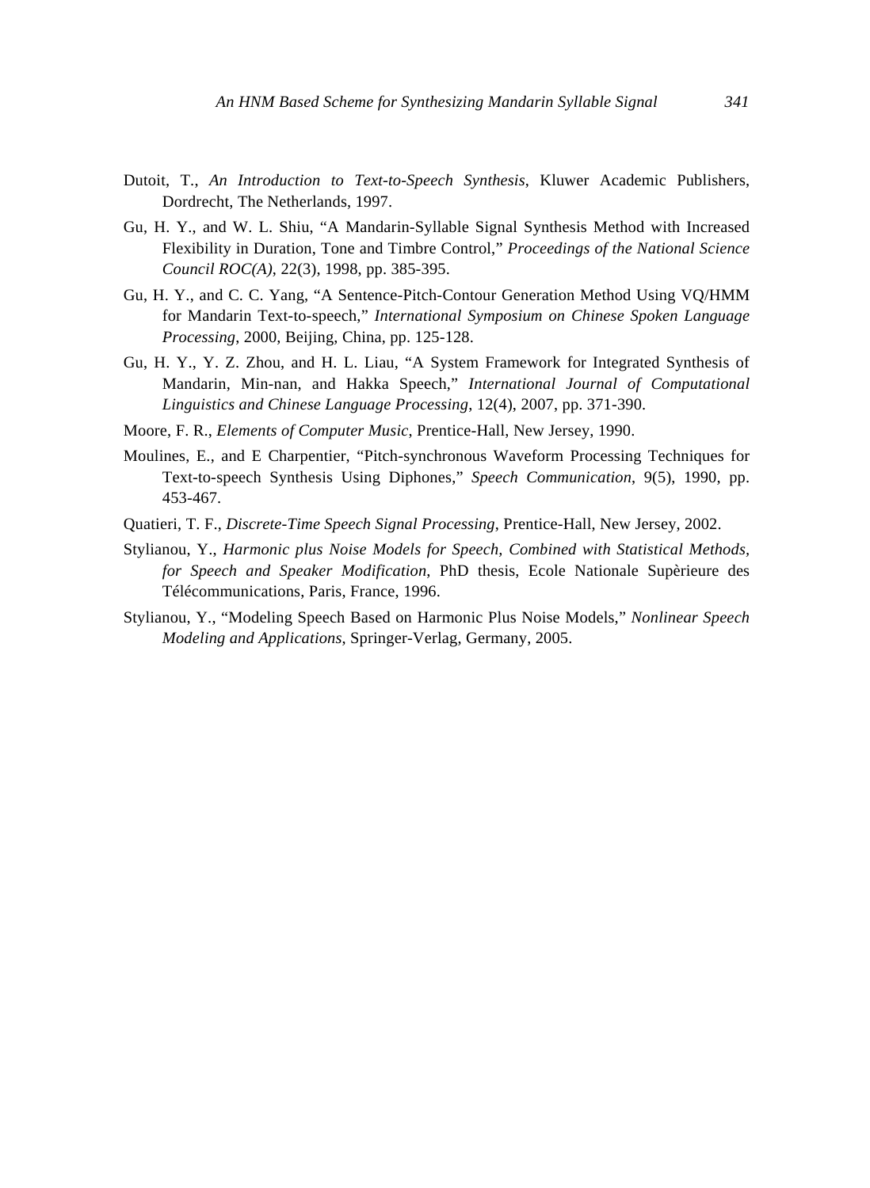Dutoit, T., *An Introduction to Text-to-Speech Synthesis*, Kluwer Academic Publishers, Dordrecht, The Netherlands, 1997.

Gu, H. Y., and W. L. Shiu, "A Mandarin-Syllable Signal Synthesis Method with Increased Flexibility in Duration, Tone and Timbre Control," *Proceedings of the National Science Council ROC(A)*, 22(3), 1998, pp. 385-395.

Gu, H. Y., and C. C. Yang, "A Sentence-Pitch-Contour Generation Method Using VQ/HMM for Mandarin Text-to-speech," *International Symposium on Chinese Spoken Language Processing*, 2000, Beijing, China, pp. 125-128.

Gu, H. Y., Y. Z. Zhou, and H. L. Liau, "A System Framework for Integrated Synthesis of Mandarin, Min-nan, and Hakka Speech," *International Journal of Computational Linguistics and Chinese Language Processing*, 12(4), 2007, pp. 371-390.

Moore, F. R., *Elements of Computer Music*, Prentice-Hall, New Jersey, 1990.

Moulines, E., and E Charpentier, "Pitch-synchronous Waveform Processing Techniques for Text-to-speech Synthesis Using Diphones," *Speech Communication*, 9(5), 1990, pp. 453-467.

Quatieri, T. F., *Discrete-Time Speech Signal Processing*, Prentice-Hall, New Jersey, 2002.

Stylianou, Y., *Harmonic plus Noise Models for Speech, Combined with Statistical Methods, for Speech and Speaker Modification*, PhD thesis, Ecole Nationale Supèrieure des Télécommunications, Paris, France, 1996.

Stylianou, Y., "Modeling Speech Based on Harmonic Plus Noise Models," *Nonlinear Speech Modeling and Applications*, Springer-Verlag, Germany, 2005.